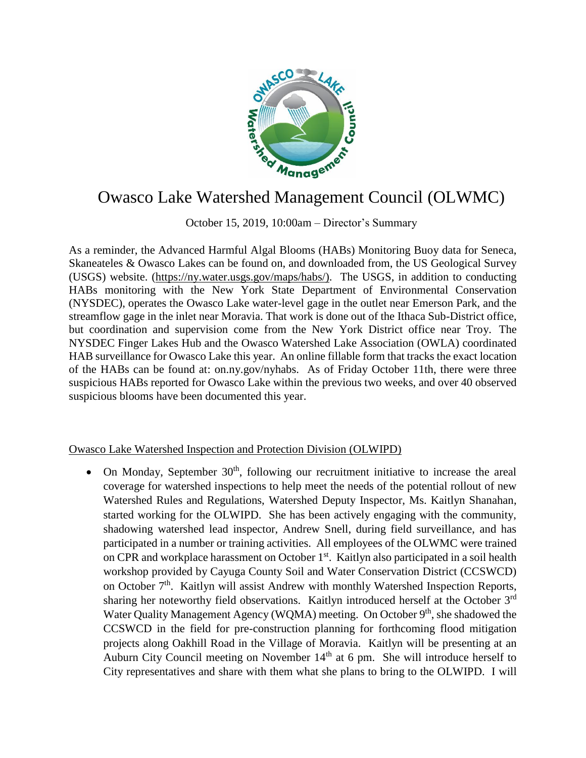# Owasco Lake Watershed Management Council (OLWMC)

October 15, 2019, 10:00am – Director's Summary

As a reminder, the Advanced Harmful Algal Blooms (HABs) Monitoring Buoy data for Seneca, Skaneateles & Owasco Lakes can be found on, and downloaded from, the US Geological Survey (USGS) website. (https://ny.water.usgs.gov/maps/habs/). The USGS, in addition to conducting HABs monitoring with the New York State Department of Environmental Conservation (NYSDEC), operates the Owasco Lake water-level gage in the outlet near Emerson Park, and the streamflow gage in the inlet near Moravia. That work is done out of the Ithaca Sub-District office, but coordination and supervision come from the New York District office near Troy. The NYSDEC Finger Lakes Hub and the Owasco Watershed Lake Association (OWLA) coordinated HAB surveillance for Owasco Lake this year. An online fillable form that tracks the exact location of the HABs can be found at: on.ny.gov/nyhabs. As of Friday October 11th, there were three suspicious HABs reported for Owasco Lake within the previous two weeks, and over 40 observed suspicious blooms have been documented this year.

## Owasco Lake Watershed Inspection and Protection Division (OLWIPD)

- On Monday, September 30th, following our recruitment initiative to increase the areal coverage for watershed inspections to help meet the needs of the potential rollout of new Watershed Rules and Regulations, Watershed Deputy Inspector, Ms. Kaitlyn Shanahan, started working for the OLWIPD. She has been actively engaging with the community, shadowing watershed lead inspector, Andrew Snell, during field surveillance, and has participated in a number or training activities. All employees of the OLWMC were trained on CPR and workplace harassment on October 1st. Kaitlyn also participated in a soil health workshop provided by Cayuga County Soil and Water Conservation District (CCSWCD) on October 7th. Kaitlyn will assist Andrew with monthly Watershed Inspection Reports, sharing her noteworthy field observations. Kaitlyn introduced herself at the October 3rd Water Quality Management Agency (WQMA) meeting. On October 9th, she shadowed the CCSWCD in the field for pre-construction planning for forthcoming flood mitigation projects along Oakhill Road in the Village of Moravia. Kaitlyn will be presenting at an Auburn City Council meeting on November 14th at 6 pm. She will introduce herself to City representatives and share with them what she plans to bring to the OLWIPD. I will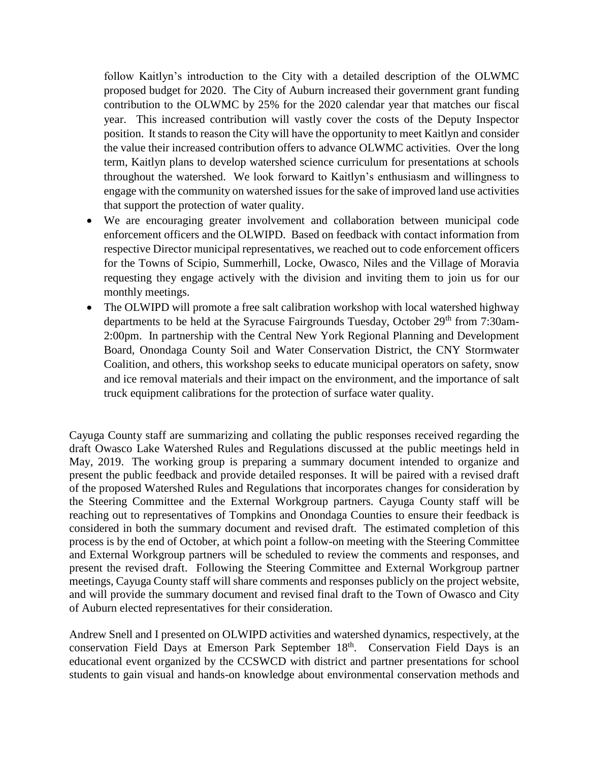follow Kaitlyn's introduction to the City with a detailed description of the OLWMC proposed budget for 2020. The City of Auburn increased their government grant funding contribution to the OLWMC by 25% for the 2020 calendar year that matches our fiscal year. This increased contribution will vastly cover the costs of the Deputy Inspector position. It stands to reason the City will have the opportunity to meet Kaitlyn and consider the value their increased contribution offers to advance OLWMC activities. Over the long term, Kaitlyn plans to develop watershed science curriculum for presentations at schools throughout the watershed. We look forward to Kaitlyn's enthusiasm and willingness to engage with the community on watershed issues for the sake of improved land use activities that support the protection of water quality.

- We are encouraging greater involvement and collaboration between municipal code enforcement officers and the OLWIPD. Based on feedback with contact information from respective Director municipal representatives, we reached out to code enforcement officers for the Towns of Scipio, Summerhill, Locke, Owasco, Niles and the Village of Moravia requesting they engage actively with the division and inviting them to join us for our monthly meetings.
- The OLWIPD will promote a free salt calibration workshop with local watershed highway departments to be held at the Syracuse Fairgrounds Tuesday, October 29th from 7:30am-2:00pm. In partnership with the Central New York Regional Planning and Development Board, Onondaga County Soil and Water Conservation District, the CNY Stormwater Coalition, and others, this workshop seeks to educate municipal operators on safety, snow and ice removal materials and their impact on the environment, and the importance of salt truck equipment calibrations for the protection of surface water quality.

Cayuga County staff are summarizing and collating the public responses received regarding the draft Owasco Lake Watershed Rules and Regulations discussed at the public meetings held in May, 2019. The working group is preparing a summary document intended to organize and present the public feedback and provide detailed responses. It will be paired with a revised draft of the proposed Watershed Rules and Regulations that incorporates changes for consideration by the Steering Committee and the External Workgroup partners. Cayuga County staff will be reaching out to representatives of Tompkins and Onondaga Counties to ensure their feedback is considered in both the summary document and revised draft. The estimated completion of this process is by the end of October, at which point a follow-on meeting with the Steering Committee and External Workgroup partners will be scheduled to review the comments and responses, and present the revised draft. Following the Steering Committee and External Workgroup partner meetings, Cayuga County staff will share comments and responses publicly on the project website, and will provide the summary document and revised final draft to the Town of Owasco and City of Auburn elected representatives for their consideration.

Andrew Snell and I presented on OLWIPD activities and watershed dynamics, respectively, at the conservation Field Days at Emerson Park September 18th. Conservation Field Days is an educational event organized by the CCSWCD with district and partner presentations for school students to gain visual and hands-on knowledge about environmental conservation methods and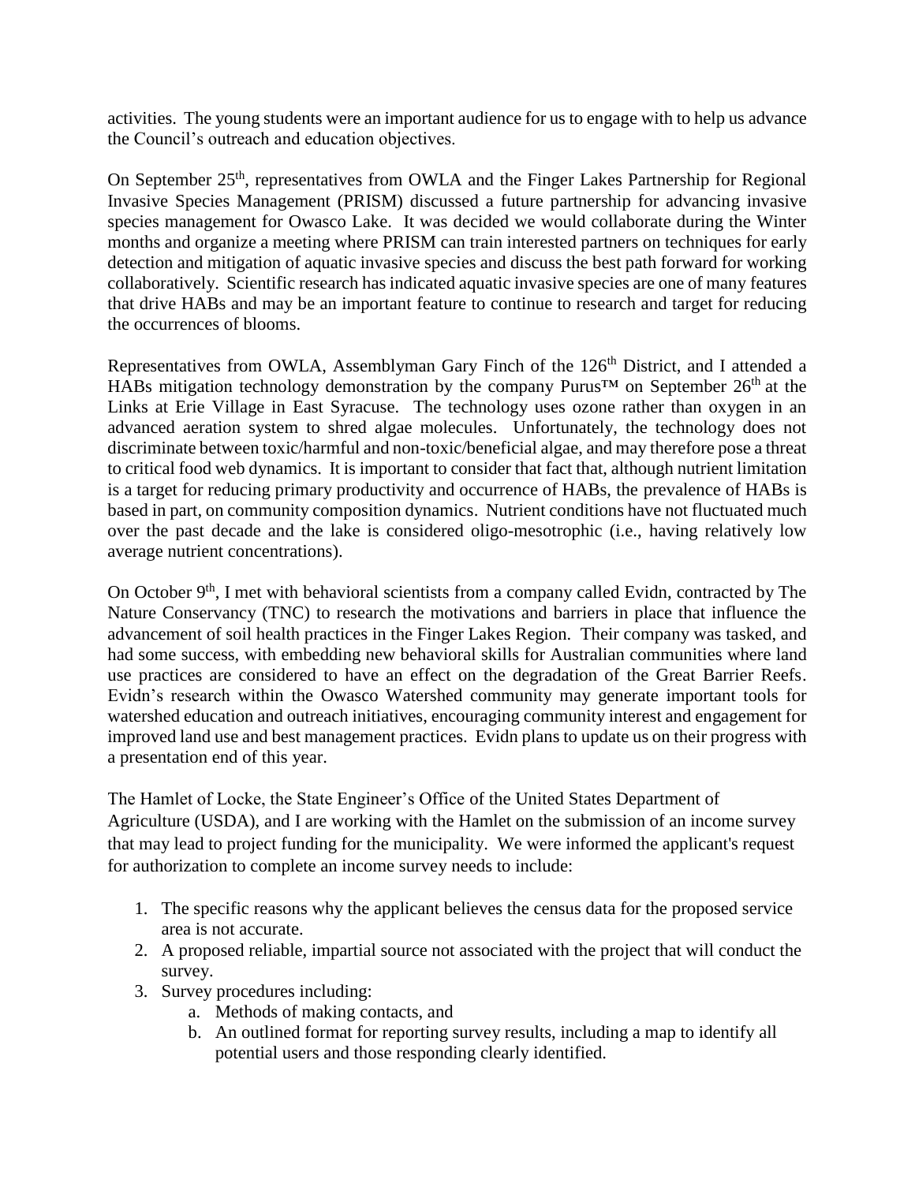activities. The young students were an important audience for us to engage with to help us advance the Council's outreach and education objectives.

On September 25th, representatives from OWLA and the Finger Lakes Partnership for Regional Invasive Species Management (PRISM) discussed a future partnership for advancing invasive species management for Owasco Lake. It was decided we would collaborate during the Winter months and organize a meeting where PRISM can train interested partners on techniques for early detection and mitigation of aquatic invasive species and discuss the best path forward for working collaboratively. Scientific research has indicated aquatic invasive species are one of many features that drive HABs and may be an important feature to continue to research and target for reducing the occurrences of blooms.

Representatives from OWLA, Assemblyman Gary Finch of the 126th District, and I attended a HABs mitigation technology demonstration by the company Purus™ on September 26th at the Links at Erie Village in East Syracuse. The technology uses ozone rather than oxygen in an advanced aeration system to shred algae molecules. Unfortunately, the technology does not discriminate between toxic/harmful and non-toxic/beneficial algae, and may therefore pose a threat to critical food web dynamics. It is important to consider that fact that, although nutrient limitation is a target for reducing primary productivity and occurrence of HABs, the prevalence of HABs is based in part, on community composition dynamics. Nutrient conditions have not fluctuated much over the past decade and the lake is considered oligo-mesotrophic (i.e., having relatively low average nutrient concentrations).

On October 9th, I met with behavioral scientists from a company called Evidn, contracted by The Nature Conservancy (TNC) to research the motivations and barriers in place that influence the advancement of soil health practices in the Finger Lakes Region. Their company was tasked, and had some success, with embedding new behavioral skills for Australian communities where land use practices are considered to have an effect on the degradation of the Great Barrier Reefs. Evidn's research within the Owasco Watershed community may generate important tools for watershed education and outreach initiatives, encouraging community interest and engagement for improved land use and best management practices. Evidn plans to update us on their progress with a presentation end of this year.

The Hamlet of Locke, the State Engineer's Office of the United States Department of Agriculture (USDA), and I are working with the Hamlet on the submission of an income survey that may lead to project funding for the municipality. We were informed the applicant's request for authorization to complete an income survey needs to include:

1. The specific reasons why the applicant believes the census data for the proposed service area is not accurate.
2. A proposed reliable, impartial source not associated with the project that will conduct the survey.
3. Survey procedures including:
   a. Methods of making contacts, and
   b. An outlined format for reporting survey results, including a map to identify all potential users and those responding clearly identified.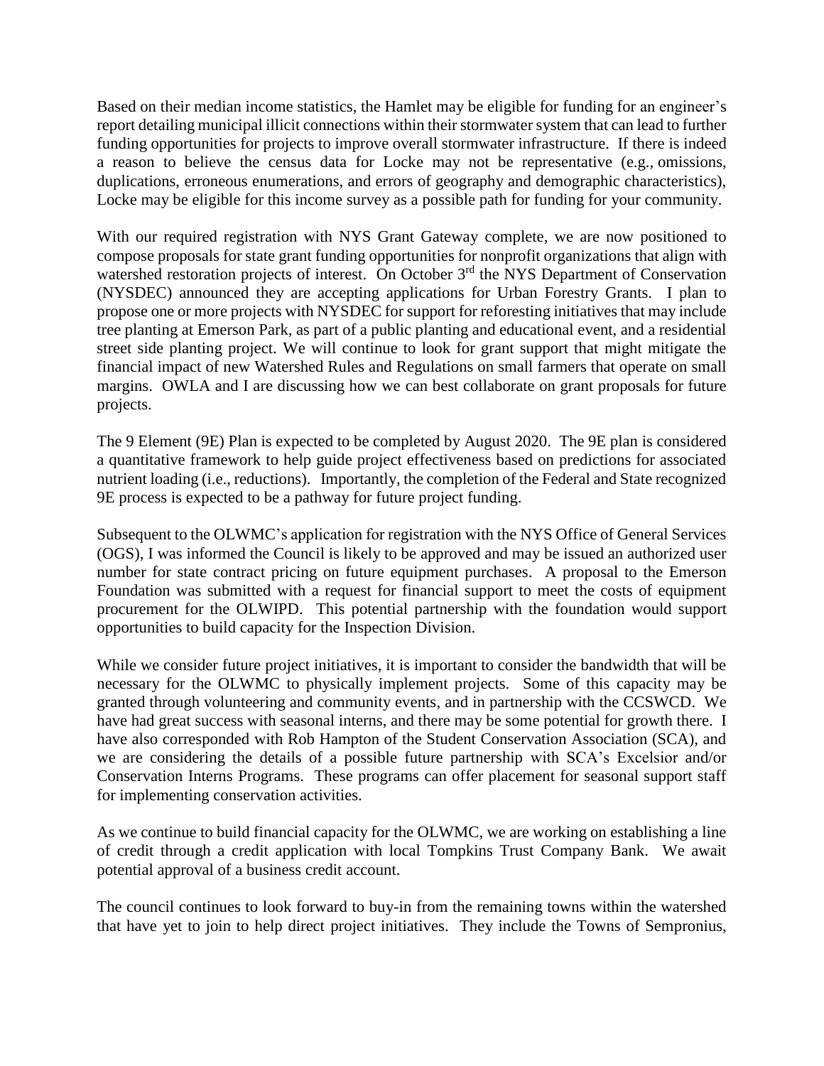Based on their median income statistics, the Hamlet may be eligible for funding for an engineer's report detailing municipal illicit connections within their stormwater system that can lead to further funding opportunities for projects to improve overall stormwater infrastructure. If there is indeed a reason to believe the census data for Locke may not be representative (e.g., omissions, duplications, erroneous enumerations, and errors of geography and demographic characteristics), Locke may be eligible for this income survey as a possible path for funding for your community.

With our required registration with NYS Grant Gateway complete, we are now positioned to compose proposals for state grant funding opportunities for nonprofit organizations that align with watershed restoration projects of interest. On October 3rd the NYS Department of Conservation (NYSDEC) announced they are accepting applications for Urban Forestry Grants. I plan to propose one or more projects with NYSDEC for support for reforesting initiatives that may include tree planting at Emerson Park, as part of a public planting and educational event, and a residential street side planting project. We will continue to look for grant support that might mitigate the financial impact of new Watershed Rules and Regulations on small farmers that operate on small margins. OWLA and I are discussing how we can best collaborate on grant proposals for future projects.

The 9 Element (9E) Plan is expected to be completed by August 2020. The 9E plan is considered a quantitative framework to help guide project effectiveness based on predictions for associated nutrient loading (i.e., reductions). Importantly, the completion of the Federal and State recognized 9E process is expected to be a pathway for future project funding.

Subsequent to the OLWMC's application for registration with the NYS Office of General Services (OGS), I was informed the Council is likely to be approved and may be issued an authorized user number for state contract pricing on future equipment purchases. A proposal to the Emerson Foundation was submitted with a request for financial support to meet the costs of equipment procurement for the OLWIPD. This potential partnership with the foundation would support opportunities to build capacity for the Inspection Division.

While we consider future project initiatives, it is important to consider the bandwidth that will be necessary for the OLWMC to physically implement projects. Some of this capacity may be granted through volunteering and community events, and in partnership with the CCSWCD. We have had great success with seasonal interns, and there may be some potential for growth there. I have also corresponded with Rob Hampton of the Student Conservation Association (SCA), and we are considering the details of a possible future partnership with SCA's Excelsior and/or Conservation Interns Programs. These programs can offer placement for seasonal support staff for implementing conservation activities.

As we continue to build financial capacity for the OLWMC, we are working on establishing a line of credit through a credit application with local Tompkins Trust Company Bank. We await potential approval of a business credit account.

The council continues to look forward to buy-in from the remaining towns within the watershed that have yet to join to help direct project initiatives. They include the Towns of Sempronius,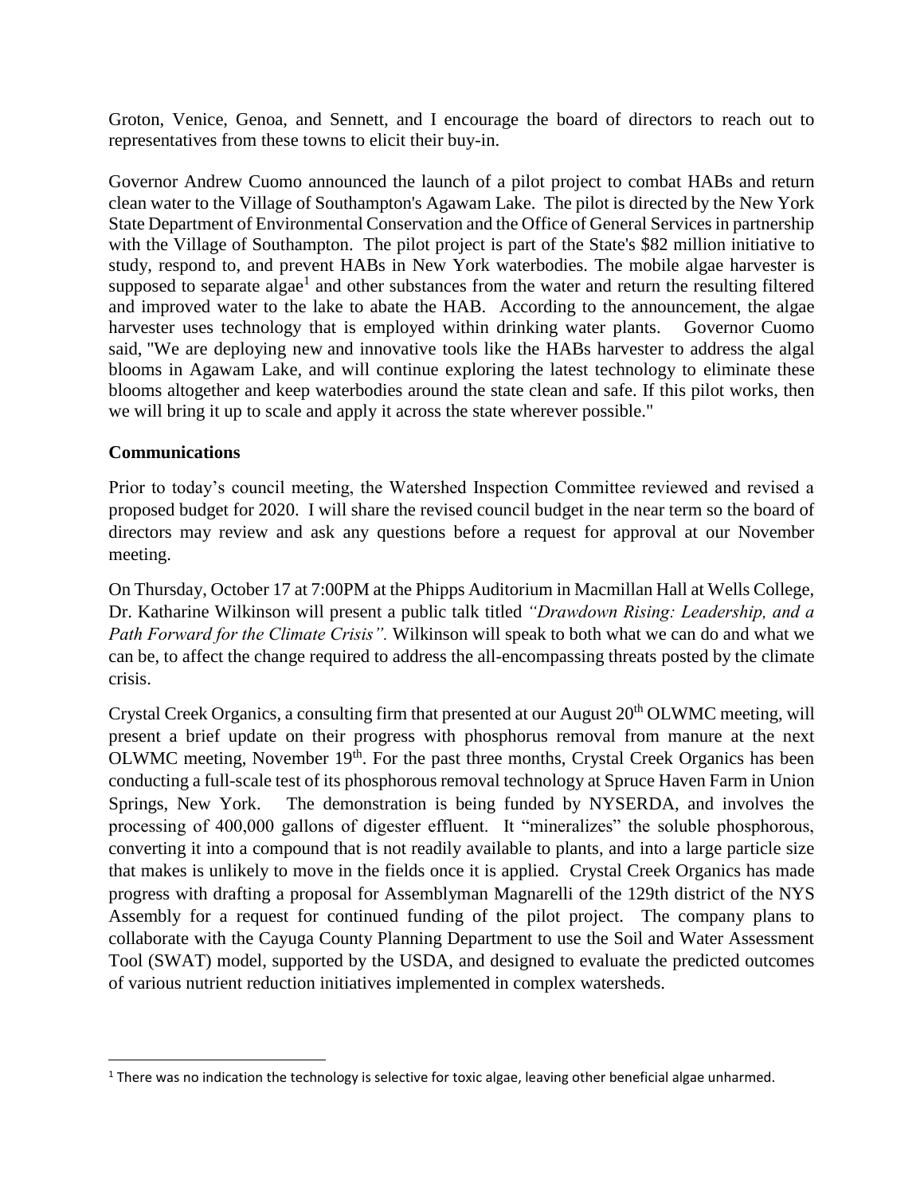Groton, Venice, Genoa, and Sennett, and I encourage the board of directors to reach out to representatives from these towns to elicit their buy-in.

Governor Andrew Cuomo announced the launch of a pilot project to combat HABs and return clean water to the Village of Southampton's Agawam Lake. The pilot is directed by the New York State Department of Environmental Conservation and the Office of General Services in partnership with the Village of Southampton. The pilot project is part of the State's $82 million initiative to study, respond to, and prevent HABs in New York waterbodies. The mobile algae harvester is supposed to separate algae[1] and other substances from the water and return the resulting filtered and improved water to the lake to abate the HAB. According to the announcement, the algae harvester uses technology that is employed within drinking water plants. Governor Cuomo said, "We are deploying new and innovative tools like the HABs harvester to address the algal blooms in Agawam Lake, and will continue exploring the latest technology to eliminate these blooms altogether and keep waterbodies around the state clean and safe. If this pilot works, then we will bring it up to scale and apply it across the state wherever possible."

## Communications

Prior to today's council meeting, the Watershed Inspection Committee reviewed and revised a proposed budget for 2020. I will share the revised council budget in the near term so the board of directors may review and ask any questions before a request for approval at our November meeting.

On Thursday, October 17 at 7:00PM at the Phipps Auditorium in Macmillan Hall at Wells College, Dr. Katharine Wilkinson will present a public talk titled *"Drawdown Rising: Leadership, and a Path Forward for the Climate Crisis".* Wilkinson will speak to both what we can do and what we can be, to affect the change required to address the all-encompassing threats posted by the climate crisis.

Crystal Creek Organics, a consulting firm that presented at our August 20th OLWMC meeting, will present a brief update on their progress with phosphorus removal from manure at the next OLWMC meeting, November 19th. For the past three months, Crystal Creek Organics has been conducting a full-scale test of its phosphorous removal technology at Spruce Haven Farm in Union Springs, New York. The demonstration is being funded by NYSERDA, and involves the processing of 400,000 gallons of digester effluent. It "mineralizes" the soluble phosphorous, converting it into a compound that is not readily available to plants, and into a large particle size that makes is unlikely to move in the fields once it is applied. Crystal Creek Organics has made progress with drafting a proposal for Assemblyman Magnarelli of the 129th district of the NYS Assembly for a request for continued funding of the pilot project. The company plans to collaborate with the Cayuga County Planning Department to use the Soil and Water Assessment Tool (SWAT) model, supported by the USDA, and designed to evaluate the predicted outcomes of various nutrient reduction initiatives implemented in complex watersheds.

---

[1] There was no indication the technology is selective for toxic algae, leaving other beneficial algae unharmed.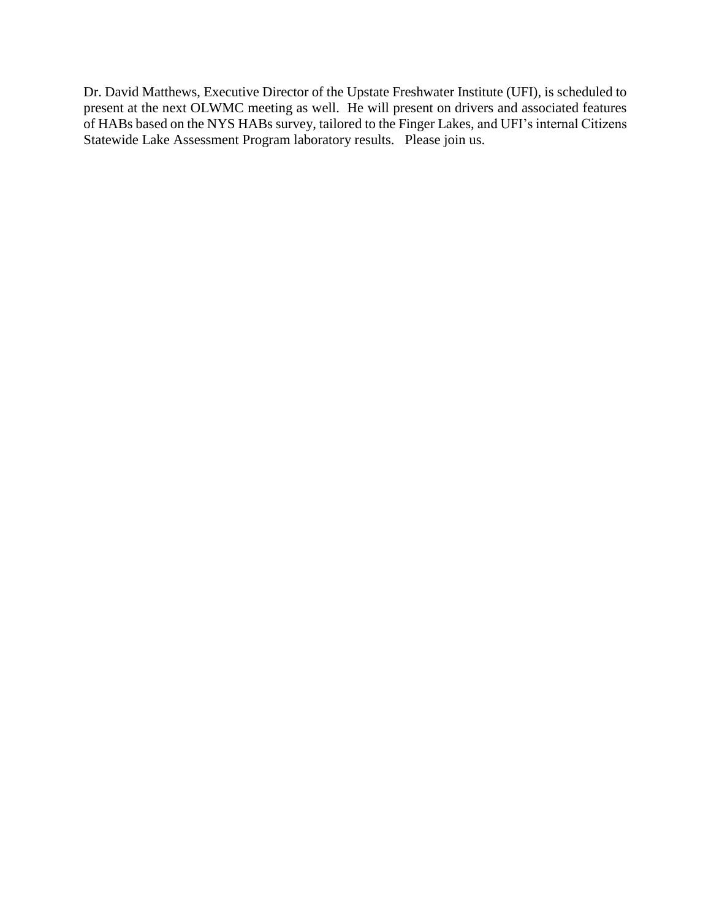Dr. David Matthews, Executive Director of the Upstate Freshwater Institute (UFI), is scheduled to present at the next OLWMC meeting as well. He will present on drivers and associated features of HABs based on the NYS HABs survey, tailored to the Finger Lakes, and UFI's internal Citizens Statewide Lake Assessment Program laboratory results. Please join us.